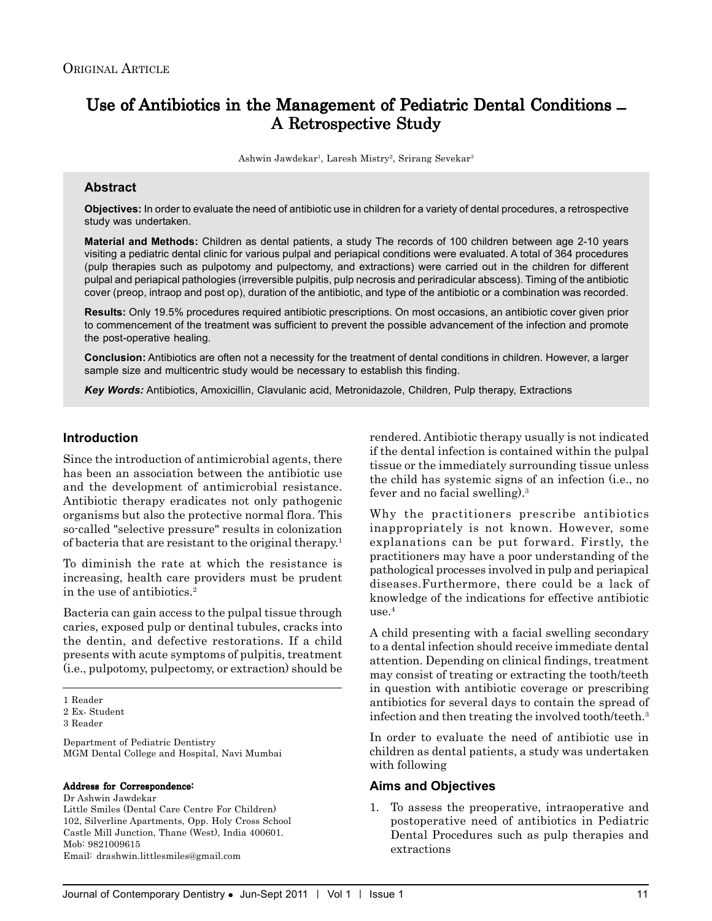Original Article

# Use of Antibiotics in the Management of Pediatric Dental Conditions – A Retrospective Study

Ashwin Jawdekar[1], Laresh Mistry[2], Srirang Sevekar[3]

## Abstract

**Objectives:** In order to evaluate the need of antibiotic use in children for a variety of dental procedures, a retrospective study was undertaken.

**Material and Methods:** Children as dental patients, a study The records of 100 children between age 2-10 years visiting a pediatric dental clinic for various pulpal and periapical conditions were evaluated. A total of 364 procedures (pulp therapies such as pulpotomy and pulpectomy, and extractions) were carried out in the children for different pulpal and periapical pathologies (irreversible pulpitis, pulp necrosis and periradicular abscess). Timing of the antibiotic cover (preop, intraop and post op), duration of the antibiotic, and type of the antibiotic or a combination was recorded.

**Results:** Only 19.5% procedures required antibiotic prescriptions. On most occasions, an antibiotic cover given prior to commencement of the treatment was sufficient to prevent the possible advancement of the infection and promote the post-operative healing.

**Conclusion:** Antibiotics are often not a necessity for the treatment of dental conditions in children. However, a larger sample size and multicentric study would be necessary to establish this finding.

***Key Words:*** Antibiotics, Amoxicillin, Clavulanic acid, Metronidazole, Children, Pulp therapy, Extractions

## Introduction

Since the introduction of antimicrobial agents, there has been an association between the antibiotic use and the development of antimicrobial resistance. Antibiotic therapy eradicates not only pathogenic organisms but also the protective normal flora. This so-called "selective pressure" results in colonization of bacteria that are resistant to the original therapy.[1]

To diminish the rate at which the resistance is increasing, health care providers must be prudent in the use of antibiotics.[2]

Bacteria can gain access to the pulpal tissue through caries, exposed pulp or dentinal tubules, cracks into the dentin, and defective restorations. If a child presents with acute symptoms of pulpitis, treatment (i.e., pulpotomy, pulpectomy, or extraction) should be rendered. Antibiotic therapy usually is not indicated if the dental infection is contained within the pulpal tissue or the immediately surrounding tissue unless the child has systemic signs of an infection (i.e., no fever and no facial swelling).[3]

Why the practitioners prescribe antibiotics inappropriately is not known. However, some explanations can be put forward. Firstly, the practitioners may have a poor understanding of the pathological processes involved in pulp and periapical diseases.Furthermore, there could be a lack of knowledge of the indications for effective antibiotic use.[4]

A child presenting with a facial swelling secondary to a dental infection should receive immediate dental attention. Depending on clinical findings, treatment may consist of treating or extracting the tooth/teeth in question with antibiotic coverage or prescribing antibiotics for several days to contain the spread of infection and then treating the involved tooth/teeth.[3]

In order to evaluate the need of antibiotic use in children as dental patients, a study was undertaken with following

## Aims and Objectives

1. To assess the preoperative, intraoperative and postoperative need of antibiotics in Pediatric Dental Procedures such as pulp therapies and extractions

---

1 Reader
2 Ex- Student
3 Reader

Department of Pediatric Dentistry
MGM Dental College and Hospital, Navi Mumbai

**Address for Correspondence:**
Dr Ashwin Jawdekar
Little Smiles (Dental Care Centre For Children)
102, Silverline Apartments, Opp. Holy Cross School
Castle Mill Junction, Thane (West), India 400601.
Mob: 9821009615
Email: drashwin.littlesmiles@gmail.com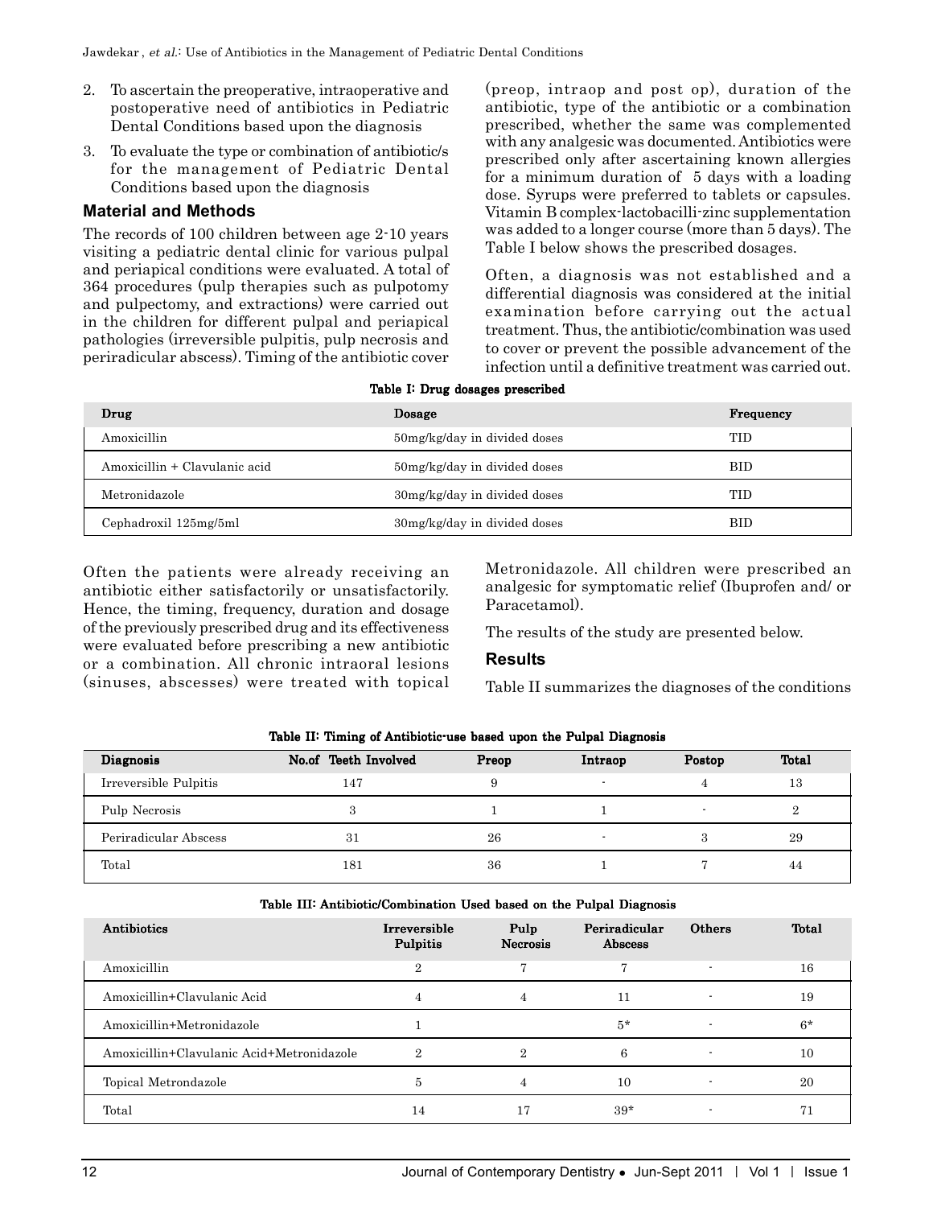2. To ascertain the preoperative, intraoperative and postoperative need of antibiotics in Pediatric Dental Conditions based upon the diagnosis
3. To evaluate the type or combination of antibiotic/s for the management of Pediatric Dental Conditions based upon the diagnosis

## Material and Methods

The records of 100 children between age 2-10 years visiting a pediatric dental clinic for various pulpal and periapical conditions were evaluated. A total of 364 procedures (pulp therapies such as pulpotomy and pulpectomy, and extractions) were carried out in the children for different pulpal and periapical pathologies (irreversible pulpitis, pulp necrosis and periradicular abscess). Timing of the antibiotic cover (preop, intraop and post op), duration of the antibiotic, type of the antibiotic or a combination prescribed, whether the same was complemented with any analgesic was documented. Antibiotics were prescribed only after ascertaining known allergies for a minimum duration of 5 days with a loading dose. Syrups were preferred to tablets or capsules. Vitamin B complex-lactobacilli-zinc supplementation was added to a longer course (more than 5 days). The Table I below shows the prescribed dosages.

Often, a diagnosis was not established and a differential diagnosis was considered at the initial examination before carrying out the actual treatment. Thus, the antibiotic/combination was used to cover or prevent the possible advancement of the infection until a definitive treatment was carried out.

**Table I: Drug dosages prescribed**

| Drug | Dosage | Frequency |
|---|---|---|
| Amoxicillin | 50mg/kg/day in divided doses | TID |
| Amoxicillin + Clavulanic acid | 50mg/kg/day in divided doses | BID |
| Metronidazole | 30mg/kg/day in divided doses | TID |
| Cephadroxil 125mg/5ml | 30mg/kg/day in divided doses | BID |

Often the patients were already receiving an antibiotic either satisfactorily or unsatisfactorily. Hence, the timing, frequency, duration and dosage of the previously prescribed drug and its effectiveness were evaluated before prescribing a new antibiotic or a combination. All chronic intraoral lesions (sinuses, abscesses) were treated with topical Metronidazole. All children were prescribed an analgesic for symptomatic relief (Ibuprofen and/ or Paracetamol).

The results of the study are presented below.

## Results

Table II summarizes the diagnoses of the conditions

**Table II: Timing of Antibiotic-use based upon the Pulpal Diagnosis**

| Diagnosis | No.of Teeth Involved | Preop | Intraop | Postop | Total |
|---|---|---|---|---|---|
| Irreversible Pulpitis | 147 | 9 | - | 4 | 13 |
| Pulp Necrosis | 3 | 1 | 1 | - | 2 |
| Periradicular Abscess | 31 | 26 | - | 3 | 29 |
| Total | 181 | 36 | 1 | 7 | 44 |

**Table III: Antibiotic/Combination Used based on the Pulpal Diagnosis**

| Antibiotics | Irreversible Pulpitis | Pulp Necrosis | Periradicular Abscess | Others | Total |
|---|---|---|---|---|---|
| Amoxicillin | 2 | 7 | 7 | - | 16 |
| Amoxicillin+Clavulanic Acid | 4 | 4 | 11 | - | 19 |
| Amoxicillin+Metronidazole | 1 | | 5* | - | 6* |
| Amoxicillin+Clavulanic Acid+Metronidazole | 2 | 2 | 6 | - | 10 |
| Topical Metrondazole | 5 | 4 | 10 | - | 20 |
| Total | 14 | 17 | 39* | - | 71 |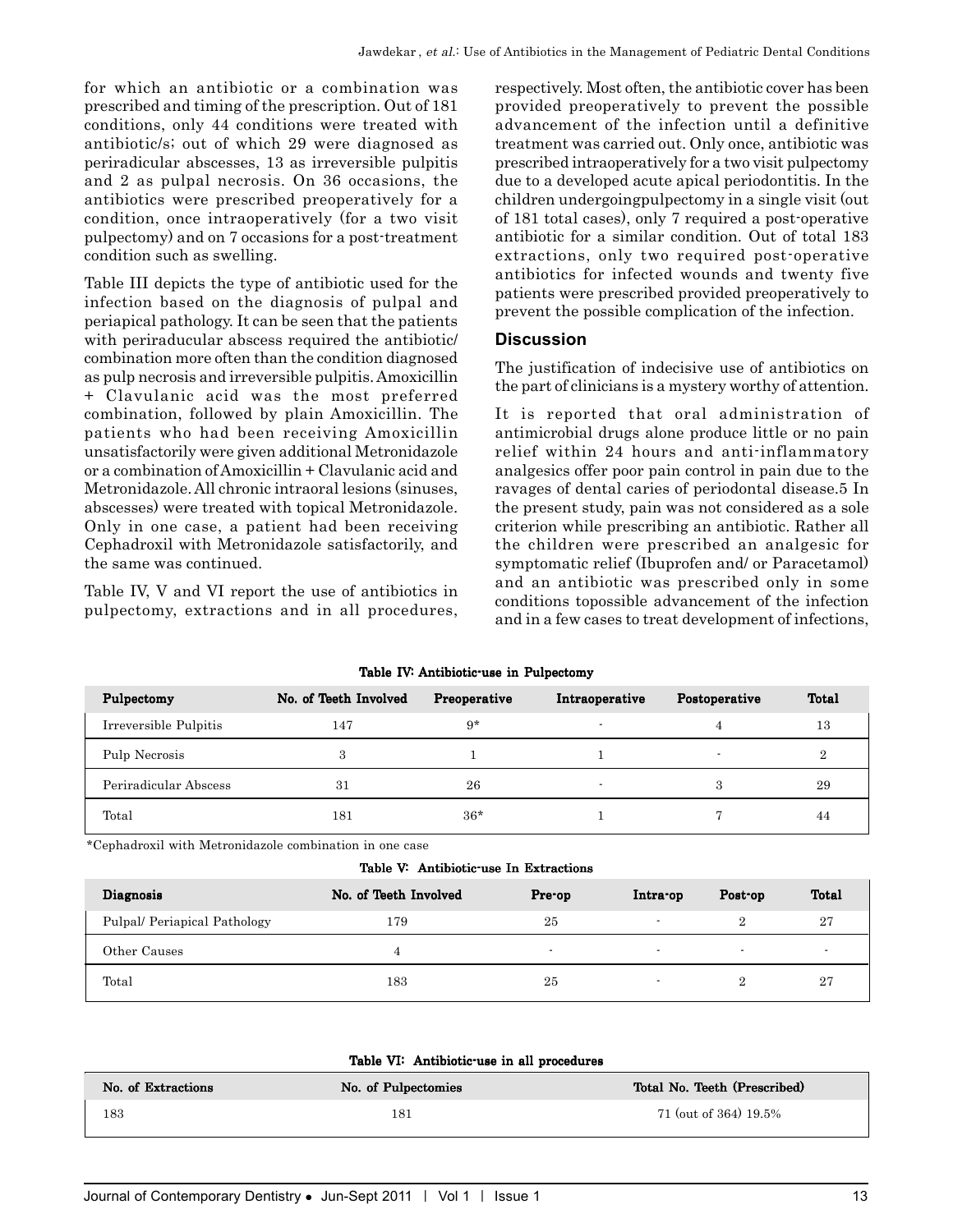for which an antibiotic or a combination was prescribed and timing of the prescription. Out of 181 conditions, only 44 conditions were treated with antibiotic/s; out of which 29 were diagnosed as periradicular abscesses, 13 as irreversible pulpitis and 2 as pulpal necrosis. On 36 occasions, the antibiotics were prescribed preoperatively for a condition, once intraoperatively (for a two visit pulpectomy) and on 7 occasions for a post-treatment condition such as swelling.

Table III depicts the type of antibiotic used for the infection based on the diagnosis of pulpal and periapical pathology. It can be seen that the patients with periraducular abscess required the antibiotic/combination more often than the condition diagnosed as pulp necrosis and irreversible pulpitis. Amoxicillin + Clavulanic acid was the most preferred combination, followed by plain Amoxicillin. The patients who had been receiving Amoxicillin unsatisfactorily were given additional Metronidazole or a combination of Amoxicillin + Clavulanic acid and Metronidazole. All chronic intraoral lesions (sinuses, abscesses) were treated with topical Metronidazole. Only in one case, a patient had been receiving Cephadroxil with Metronidazole satisfactorily, and the same was continued.

Table IV, V and VI report the use of antibiotics in pulpectomy, extractions and in all procedures, respectively. Most often, the antibiotic cover has been provided preoperatively to prevent the possible advancement of the infection until a definitive treatment was carried out. Only once, antibiotic was prescribed intraoperatively for a two visit pulpectomy due to a developed acute apical periodontitis. In the children undergoingpulpectomy in a single visit (out of 181 total cases), only 7 required a post-operative antibiotic for a similar condition. Out of total 183 extractions, only two required post-operative antibiotics for infected wounds and twenty five patients were prescribed provided preoperatively to prevent the possible complication of the infection.

## Discussion

The justification of indecisive use of antibiotics on the part of clinicians is a mystery worthy of attention.

It is reported that oral administration of antimicrobial drugs alone produce little or no pain relief within 24 hours and anti-inflammatory analgesics offer poor pain control in pain due to the ravages of dental caries of periodontal disease.5 In the present study, pain was not considered as a sole criterion while prescribing an antibiotic. Rather all the children were prescribed an analgesic for symptomatic relief (Ibuprofen and/ or Paracetamol) and an antibiotic was prescribed only in some conditions topossible advancement of the infection and in a few cases to treat development of infections,

**Table IV: Antibiotic-use in Pulpectomy**

| Pulpectomy | No. of Teeth Involved | Preoperative | Intraoperative | Postoperative | Total |
|---|---|---|---|---|---|
| Irreversible Pulpitis | 147 | 9* | - | 4 | 13 |
| Pulp Necrosis | 3 | 1 | 1 | - | 2 |
| Periradicular Abscess | 31 | 26 | - | 3 | 29 |
| Total | 181 | 36* | 1 | 7 | 44 |

*Cephadroxil with Metronidazole combination in one case

**Table V: Antibiotic-use In Extractions**

| Diagnosis | No. of Teeth Involved | Pre-op | Intra-op | Post-op | Total |
|---|---|---|---|---|---|
| Pulpal/ Periapical Pathology | 179 | 25 | - | 2 | 27 |
| Other Causes | 4 | - | - | - | - |
| Total | 183 | 25 | - | 2 | 27 |

**Table VI: Antibiotic-use in all procedures**

| No. of Extractions | No. of Pulpectomies | Total No. Teeth (Prescribed) |
|---|---|---|
| 183 | 181 | 71 (out of 364) 19.5% |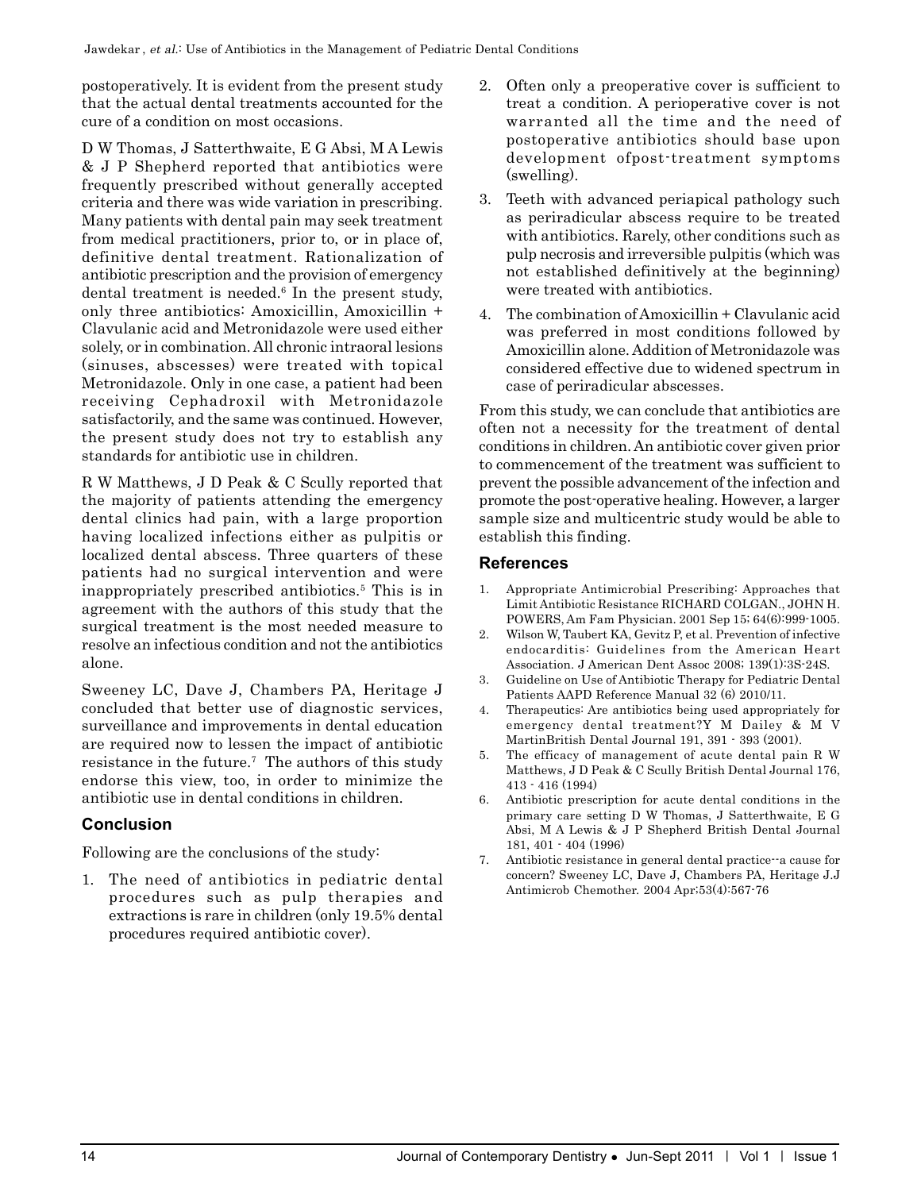postoperatively. It is evident from the present study that the actual dental treatments accounted for the cure of a condition on most occasions.

D W Thomas, J Satterthwaite, E G Absi, M A Lewis & J P Shepherd reported that antibiotics were frequently prescribed without generally accepted criteria and there was wide variation in prescribing. Many patients with dental pain may seek treatment from medical practitioners, prior to, or in place of, definitive dental treatment. Rationalization of antibiotic prescription and the provision of emergency dental treatment is needed.[6] In the present study, only three antibiotics: Amoxicillin, Amoxicillin + Clavulanic acid and Metronidazole were used either solely, or in combination. All chronic intraoral lesions (sinuses, abscesses) were treated with topical Metronidazole. Only in one case, a patient had been receiving Cephadroxil with Metronidazole satisfactorily, and the same was continued. However, the present study does not try to establish any standards for antibiotic use in children.

R W Matthews, J D Peak & C Scully reported that the majority of patients attending the emergency dental clinics had pain, with a large proportion having localized infections either as pulpitis or localized dental abscess. Three quarters of these patients had no surgical intervention and were inappropriately prescribed antibiotics.[5] This is in agreement with the authors of this study that the surgical treatment is the most needed measure to resolve an infectious condition and not the antibiotics alone.

Sweeney LC, Dave J, Chambers PA, Heritage J concluded that better use of diagnostic services, surveillance and improvements in dental education are required now to lessen the impact of antibiotic resistance in the future.[7] The authors of this study endorse this view, too, in order to minimize the antibiotic use in dental conditions in children.

## Conclusion

Following are the conclusions of the study:

1. The need of antibiotics in pediatric dental procedures such as pulp therapies and extractions is rare in children (only 19.5% dental procedures required antibiotic cover).
2. Often only a preoperative cover is sufficient to treat a condition. A perioperative cover is not warranted all the time and the need of postoperative antibiotics should base upon development ofpost-treatment symptoms (swelling).
3. Teeth with advanced periapical pathology such as periradicular abscess require to be treated with antibiotics. Rarely, other conditions such as pulp necrosis and irreversible pulpitis (which was not established definitively at the beginning) were treated with antibiotics.
4. The combination of Amoxicillin + Clavulanic acid was preferred in most conditions followed by Amoxicillin alone. Addition of Metronidazole was considered effective due to widened spectrum in case of periradicular abscesses.

From this study, we can conclude that antibiotics are often not a necessity for the treatment of dental conditions in children. An antibiotic cover given prior to commencement of the treatment was sufficient to prevent the possible advancement of the infection and promote the post-operative healing. However, a larger sample size and multicentric study would be able to establish this finding.

## References

1. Appropriate Antimicrobial Prescribing: Approaches that Limit Antibiotic Resistance RICHARD COLGAN., JOHN H. POWERS, Am Fam Physician. 2001 Sep 15; 64(6):999-1005.
2. Wilson W, Taubert KA, Gevitz P, et al. Prevention of infective endocarditis: Guidelines from the American Heart Association. J American Dent Assoc 2008; 139(1):3S-24S.
3. Guideline on Use of Antibiotic Therapy for Pediatric Dental Patients AAPD Reference Manual 32 (6) 2010/11.
4. Therapeutics: Are antibiotics being used appropriately for emergency dental treatment?Y M Dailey & M V MartinBritish Dental Journal 191, 391 - 393 (2001).
5. The efficacy of management of acute dental pain R W Matthews, J D Peak & C Scully British Dental Journal 176, 413 - 416 (1994)
6. Antibiotic prescription for acute dental conditions in the primary care setting D W Thomas, J Satterthwaite, E G Absi, M A Lewis & J P Shepherd British Dental Journal 181, 401 - 404 (1996)
7. Antibiotic resistance in general dental practice--a cause for concern? Sweeney LC, Dave J, Chambers PA, Heritage J.J Antimicrob Chemother. 2004 Apr;53(4):567-76